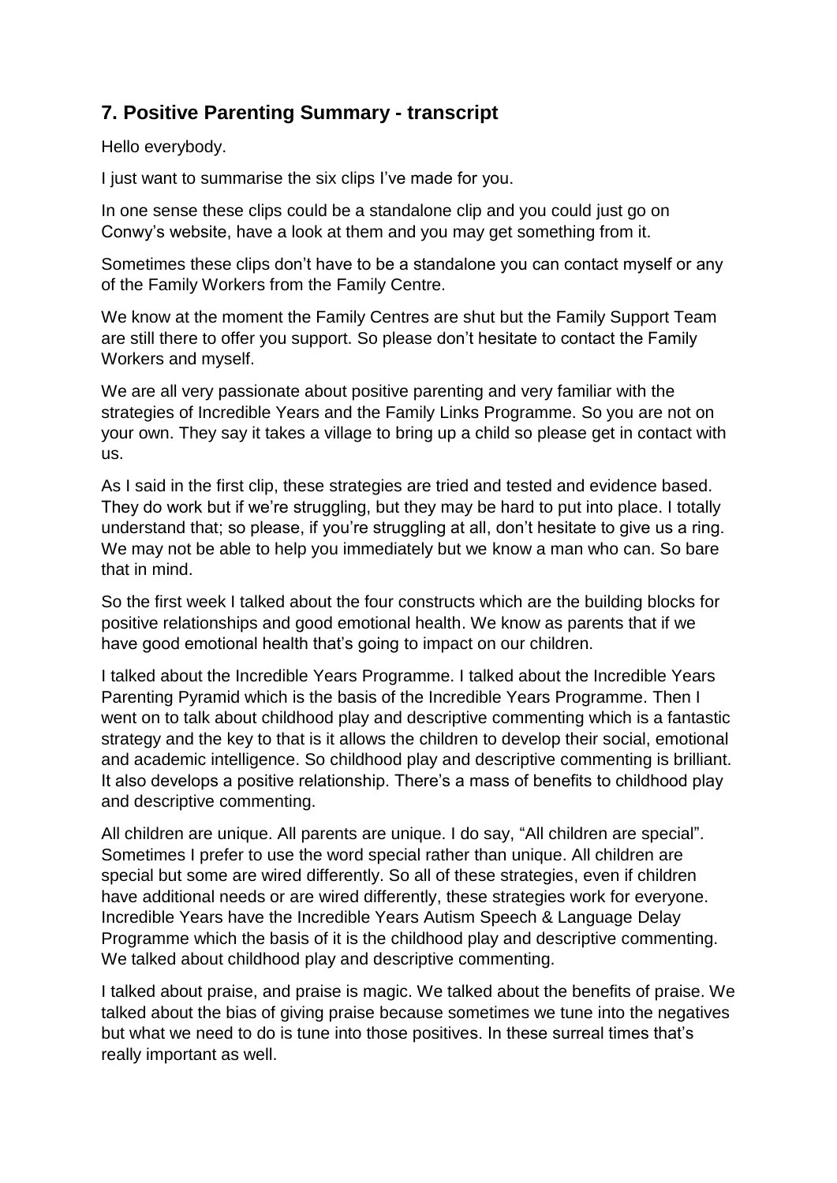## 7. Positive Parenting Summary - transcript

Hello everybody.

I just want to summarise the six clips I've made for you.

In one sense these clips could be a standalone clip and you could just go on Conwy's website, have a look at them and you may get something from it.

Sometimes these clips don't have to be a standalone you can contact myself or any of the Family Workers from the Family Centre.

We know at the moment the Family Centres are shut but the Family Support Team are still there to offer you support. So please don't hesitate to contact the Family Workers and myself.

We are all very passionate about positive parenting and very familiar with the strategies of Incredible Years and the Family Links Programme. So you are not on your own. They say it takes a village to bring up a child so please get in contact with us.

As I said in the first clip, these strategies are tried and tested and evidence based. They do work but if we're struggling, but they may be hard to put into place. I totally understand that; so please, if you're struggling at all, don't hesitate to give us a ring. We may not be able to help you immediately but we know a man who can. So bare that in mind.

So the first week I talked about the four constructs which are the building blocks for positive relationships and good emotional health. We know as parents that if we have good emotional health that's going to impact on our children.

I talked about the Incredible Years Programme. I talked about the Incredible Years Parenting Pyramid which is the basis of the Incredible Years Programme. Then I went on to talk about childhood play and descriptive commenting which is a fantastic strategy and the key to that is it allows the children to develop their social, emotional and academic intelligence. So childhood play and descriptive commenting is brilliant. It also develops a positive relationship. There's a mass of benefits to childhood play and descriptive commenting.

All children are unique. All parents are unique. I do say, "All children are special". Sometimes I prefer to use the word special rather than unique. All children are special but some are wired differently. So all of these strategies, even if children have additional needs or are wired differently, these strategies work for everyone. Incredible Years have the Incredible Years Autism Speech & Language Delay Programme which the basis of it is the childhood play and descriptive commenting. We talked about childhood play and descriptive commenting.

I talked about praise, and praise is magic. We talked about the benefits of praise. We talked about the bias of giving praise because sometimes we tune into the negatives but what we need to do is tune into those positives. In these surreal times that's really important as well.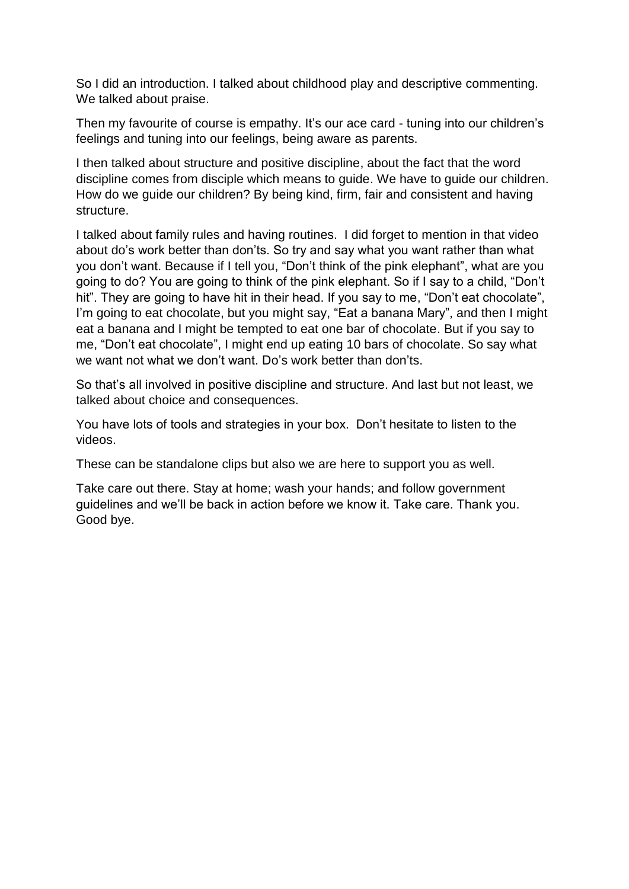So I did an introduction. I talked about childhood play and descriptive commenting. We talked about praise.

Then my favourite of course is empathy. It's our ace card - tuning into our children's feelings and tuning into our feelings, being aware as parents.

I then talked about structure and positive discipline, about the fact that the word discipline comes from disciple which means to guide. We have to guide our children. How do we guide our children? By being kind, firm, fair and consistent and having structure.

I talked about family rules and having routines. I did forget to mention in that video about do's work better than don'ts. So try and say what you want rather than what you don't want. Because if I tell you, "Don't think of the pink elephant", what are you going to do? You are going to think of the pink elephant. So if I say to a child, "Don't hit". They are going to have hit in their head. If you say to me, "Don't eat chocolate", I'm going to eat chocolate, but you might say, "Eat a banana Mary", and then I might eat a banana and I might be tempted to eat one bar of chocolate. But if you say to me, "Don't eat chocolate", I might end up eating 10 bars of chocolate. So say what we want not what we don't want. Do's work better than don'ts.

So that's all involved in positive discipline and structure. And last but not least, we talked about choice and consequences.

You have lots of tools and strategies in your box. Don't hesitate to listen to the videos.

These can be standalone clips but also we are here to support you as well.

Take care out there. Stay at home; wash your hands; and follow government guidelines and we'll be back in action before we know it. Take care. Thank you. Good bye.